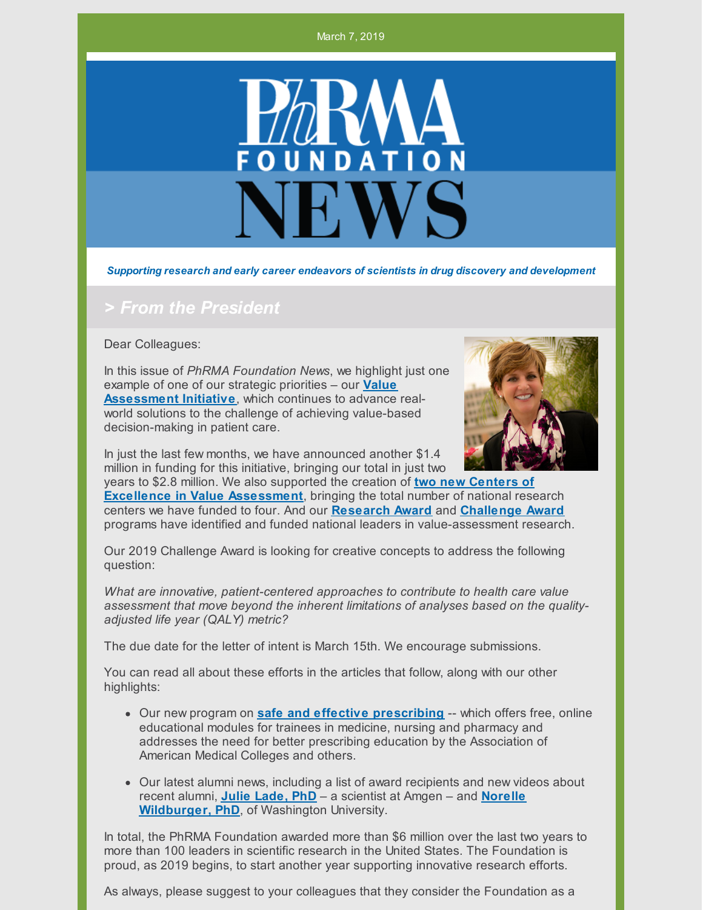March 7, 2019

# PhRMA FOUNDATION NEWS

***Supporting research and early career endeavors of scientists in drug discovery and development***

## > From the President

Dear Colleagues:

In this issue of *PhRMA Foundation News*, we highlight just one example of one of our strategic priorities – our **Value Assessment Initiative**, which continues to advance real-world solutions to the challenge of achieving value-based decision-making in patient care.

In just the last few months, we have announced another $1.4 million in funding for this initiative, bringing our total in just two years to $2.8 million. We also supported the creation of **two new Centers of Excellence in Value Assessment**, bringing the total number of national research centers we have funded to four. And our **Research Award** and **Challenge Award** programs have identified and funded national leaders in value-assessment research.

Our 2019 Challenge Award is looking for creative concepts to address the following question:

*What are innovative, patient-centered approaches to contribute to health care value assessment that move beyond the inherent limitations of analyses based on the quality-adjusted life year (QALY) metric?*

The due date for the letter of intent is March 15th. We encourage submissions.

You can read all about these efforts in the articles that follow, along with our other highlights:

- Our new program on **safe and effective prescribing** -- which offers free, online educational modules for trainees in medicine, nursing and pharmacy and addresses the need for better prescribing education by the Association of American Medical Colleges and others.
- Our latest alumni news, including a list of award recipients and new videos about recent alumni, **Julie Lade, PhD** – a scientist at Amgen – and **Norelle Wildburger, PhD**, of Washington University.

In total, the PhRMA Foundation awarded more than $6 million over the last two years to more than 100 leaders in scientific research in the United States. The Foundation is proud, as 2019 begins, to start another year supporting innovative research efforts.

As always, please suggest to your colleagues that they consider the Foundation as a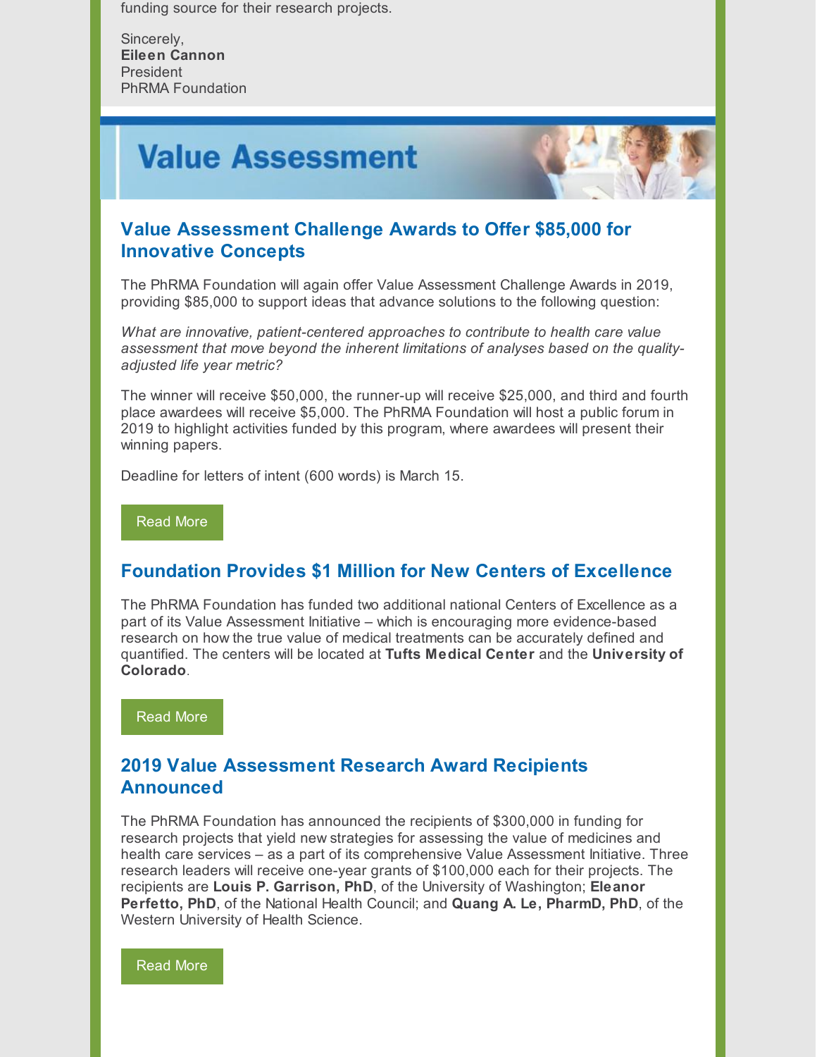funding source for their research projects.

Sincerely,
**Eileen Cannon**
President
PhRMA Foundation

# Value Assessment

## Value Assessment Challenge Awards to Offer $85,000 for Innovative Concepts

The PhRMA Foundation will again offer Value Assessment Challenge Awards in 2019, providing $85,000 to support ideas that advance solutions to the following question:

*What are innovative, patient-centered approaches to contribute to health care value assessment that move beyond the inherent limitations of analyses based on the quality-adjusted life year metric?*

The winner will receive $50,000, the runner-up will receive $25,000, and third and fourth place awardees will receive $5,000. The PhRMA Foundation will host a public forum in 2019 to highlight activities funded by this program, where awardees will present their winning papers.

Deadline for letters of intent (600 words) is March 15.

Read More

## Foundation Provides $1 Million for New Centers of Excellence

The PhRMA Foundation has funded two additional national Centers of Excellence as a part of its Value Assessment Initiative – which is encouraging more evidence-based research on how the true value of medical treatments can be accurately defined and quantified. The centers will be located at **Tufts Medical Center** and the **University of Colorado**.

Read More

## 2019 Value Assessment Research Award Recipients Announced

The PhRMA Foundation has announced the recipients of $300,000 in funding for research projects that yield new strategies for assessing the value of medicines and health care services – as a part of its comprehensive Value Assessment Initiative. Three research leaders will receive one-year grants of $100,000 each for their projects. The recipients are **Louis P. Garrison, PhD**, of the University of Washington; **Eleanor Perfetto, PhD**, of the National Health Council; and **Quang A. Le, PharmD, PhD**, of the Western University of Health Science.

Read More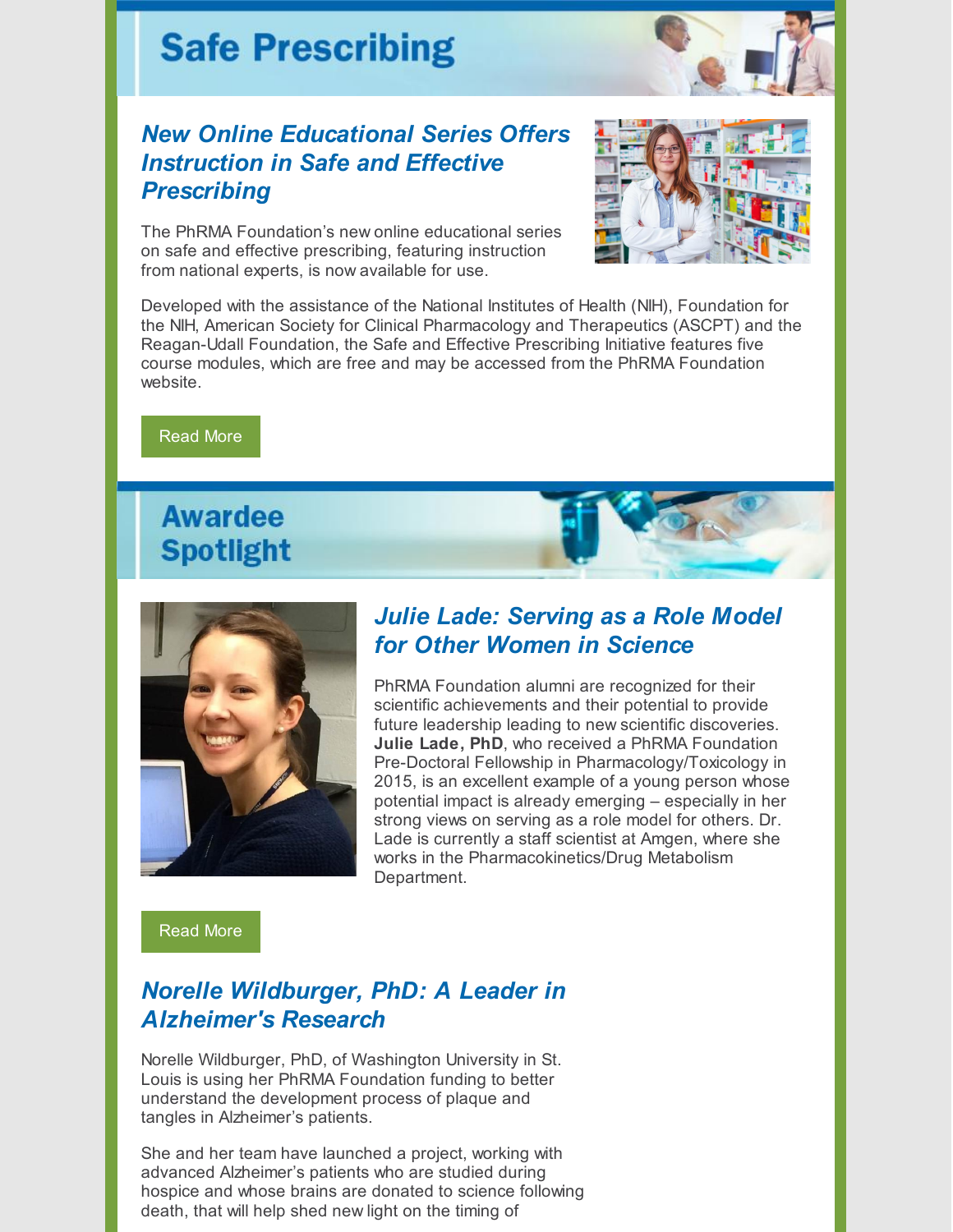# Safe Prescribing

## *New Online Educational Series Offers Instruction in Safe and Effective Prescribing*

The PhRMA Foundation's new online educational series on safe and effective prescribing, featuring instruction from national experts, is now available for use.

Developed with the assistance of the National Institutes of Health (NIH), Foundation for the NIH, American Society for Clinical Pharmacology and Therapeutics (ASCPT) and the Reagan-Udall Foundation, the Safe and Effective Prescribing Initiative features five course modules, which are free and may be accessed from the PhRMA Foundation website.

Read More

# Awardee Spotlight

## *Julie Lade: Serving as a Role Model for Other Women in Science*

PhRMA Foundation alumni are recognized for their scientific achievements and their potential to provide future leadership leading to new scientific discoveries. **Julie Lade, PhD**, who received a PhRMA Foundation Pre-Doctoral Fellowship in Pharmacology/Toxicology in 2015, is an excellent example of a young person whose potential impact is already emerging – especially in her strong views on serving as a role model for others. Dr. Lade is currently a staff scientist at Amgen, where she works in the Pharmacokinetics/Drug Metabolism Department.

Read More

## *Norelle Wildburger, PhD: A Leader in Alzheimer's Research*

Norelle Wildburger, PhD, of Washington University in St. Louis is using her PhRMA Foundation funding to better understand the development process of plaque and tangles in Alzheimer's patients.

She and her team have launched a project, working with advanced Alzheimer's patients who are studied during hospice and whose brains are donated to science following death, that will help shed new light on the timing of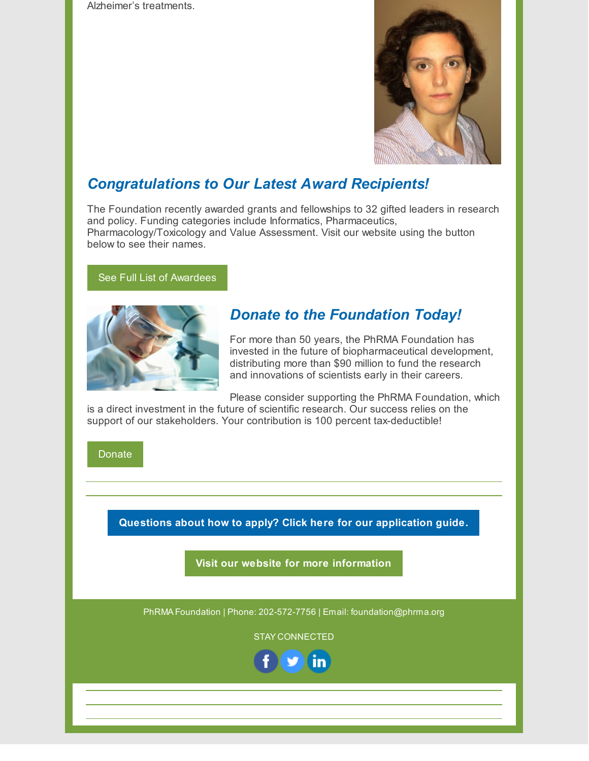Alzheimer's treatments.

## *Congratulations to Our Latest Award Recipients!*

The Foundation recently awarded grants and fellowships to 32 gifted leaders in research and policy. Funding categories include Informatics, Pharmaceutics, Pharmacology/Toxicology and Value Assessment. Visit our website using the button below to see their names.

See Full List of Awardees

## *Donate to the Foundation Today!*

For more than 50 years, the PhRMA Foundation has invested in the future of biopharmaceutical development, distributing more than $90 million to fund the research and innovations of scientists early in their careers.

Please consider supporting the PhRMA Foundation, which is a direct investment in the future of scientific research. Our success relies on the support of our stakeholders. Your contribution is 100 percent tax-deductible!

Donate

**Questions about how to apply? Click here for our application guide.**

**Visit our website for more information**

PhRMA Foundation | Phone: 202-572-7756 | Email: foundation@phrma.org

STAY CONNECTED